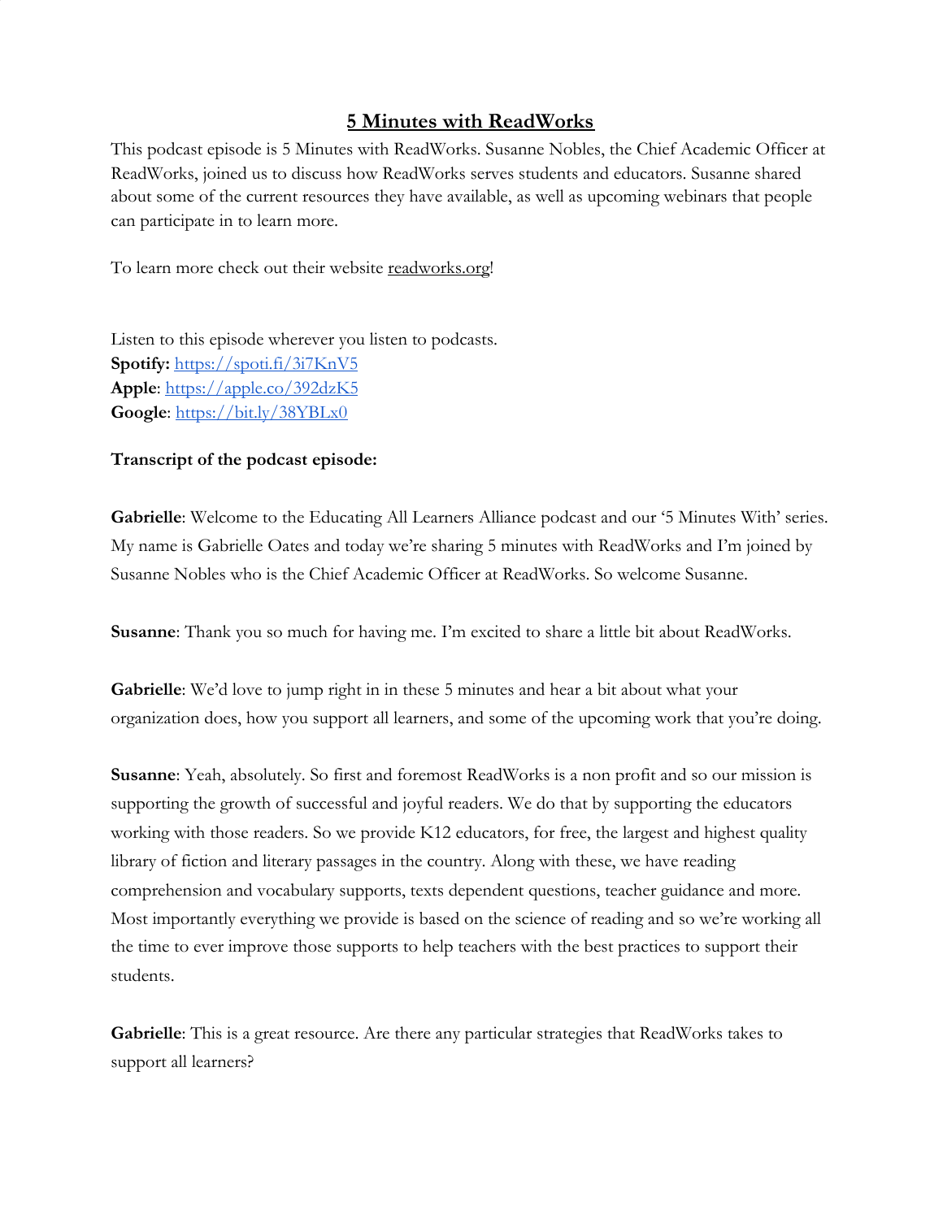# 5 Minutes with ReadWorks

This podcast episode is 5 Minutes with ReadWorks. Susanne Nobles, the Chief Academic Officer at ReadWorks, joined us to discuss how ReadWorks serves students and educators. Susanne shared about some of the current resources they have available, as well as upcoming webinars that people can participate in to learn more.

To learn more check out their website readworks.org!

Listen to this episode wherever you listen to podcasts.
**Spotify:** https://spoti.fi/3i7KnV5
**Apple**: https://apple.co/392dzK5
**Google**: https://bit.ly/38YBLx0

**Transcript of the podcast episode:**

**Gabrielle**: Welcome to the Educating All Learners Alliance podcast and our '5 Minutes With' series. My name is Gabrielle Oates and today we're sharing 5 minutes with ReadWorks and I'm joined by Susanne Nobles who is the Chief Academic Officer at ReadWorks. So welcome Susanne.

**Susanne**: Thank you so much for having me. I'm excited to share a little bit about ReadWorks.

**Gabrielle**: We'd love to jump right in in these 5 minutes and hear a bit about what your organization does, how you support all learners, and some of the upcoming work that you're doing.

**Susanne**: Yeah, absolutely. So first and foremost ReadWorks is a non profit and so our mission is supporting the growth of successful and joyful readers. We do that by supporting the educators working with those readers. So we provide K12 educators, for free, the largest and highest quality library of fiction and literary passages in the country. Along with these, we have reading comprehension and vocabulary supports, texts dependent questions, teacher guidance and more. Most importantly everything we provide is based on the science of reading and so we're working all the time to ever improve those supports to help teachers with the best practices to support their students.

**Gabrielle**: This is a great resource. Are there any particular strategies that ReadWorks takes to support all learners?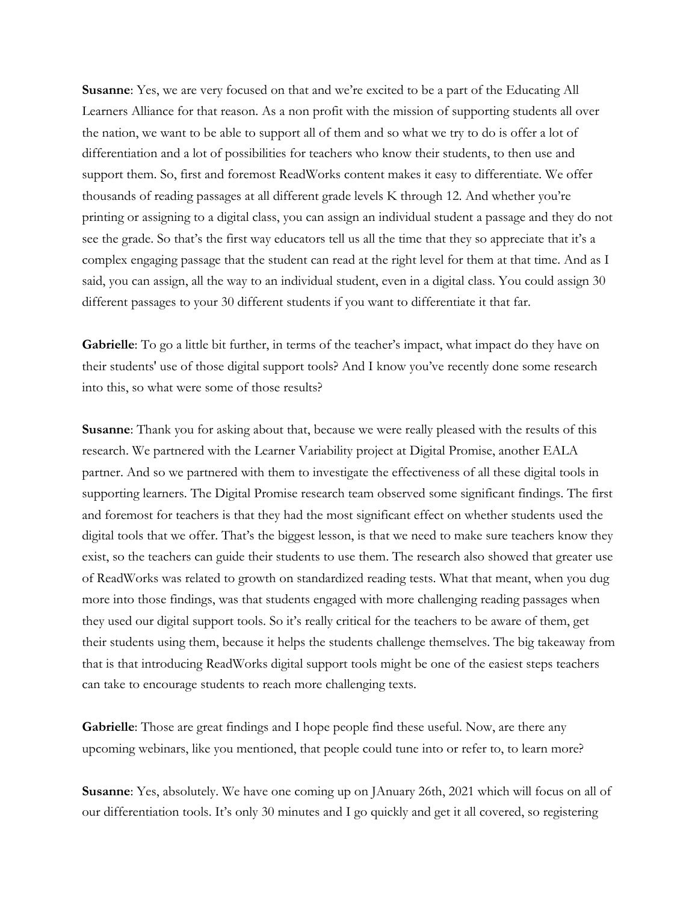**Susanne**: Yes, we are very focused on that and we're excited to be a part of the Educating All Learners Alliance for that reason. As a non profit with the mission of supporting students all over the nation, we want to be able to support all of them and so what we try to do is offer a lot of differentiation and a lot of possibilities for teachers who know their students, to then use and support them. So, first and foremost ReadWorks content makes it easy to differentiate. We offer thousands of reading passages at all different grade levels K through 12. And whether you're printing or assigning to a digital class, you can assign an individual student a passage and they do not see the grade. So that's the first way educators tell us all the time that they so appreciate that it's a complex engaging passage that the student can read at the right level for them at that time. And as I said, you can assign, all the way to an individual student, even in a digital class. You could assign 30 different passages to your 30 different students if you want to differentiate it that far.

**Gabrielle**: To go a little bit further, in terms of the teacher's impact, what impact do they have on their students' use of those digital support tools? And I know you've recently done some research into this, so what were some of those results?

**Susanne**: Thank you for asking about that, because we were really pleased with the results of this research. We partnered with the Learner Variability project at Digital Promise, another EALA partner. And so we partnered with them to investigate the effectiveness of all these digital tools in supporting learners. The Digital Promise research team observed some significant findings. The first and foremost for teachers is that they had the most significant effect on whether students used the digital tools that we offer. That's the biggest lesson, is that we need to make sure teachers know they exist, so the teachers can guide their students to use them. The research also showed that greater use of ReadWorks was related to growth on standardized reading tests. What that meant, when you dug more into those findings, was that students engaged with more challenging reading passages when they used our digital support tools. So it's really critical for the teachers to be aware of them, get their students using them, because it helps the students challenge themselves. The big takeaway from that is that introducing ReadWorks digital support tools might be one of the easiest steps teachers can take to encourage students to reach more challenging texts.

**Gabrielle**: Those are great findings and I hope people find these useful. Now, are there any upcoming webinars, like you mentioned, that people could tune into or refer to, to learn more?

**Susanne**: Yes, absolutely. We have one coming up on JAnuary 26th, 2021 which will focus on all of our differentiation tools. It's only 30 minutes and I go quickly and get it all covered, so registering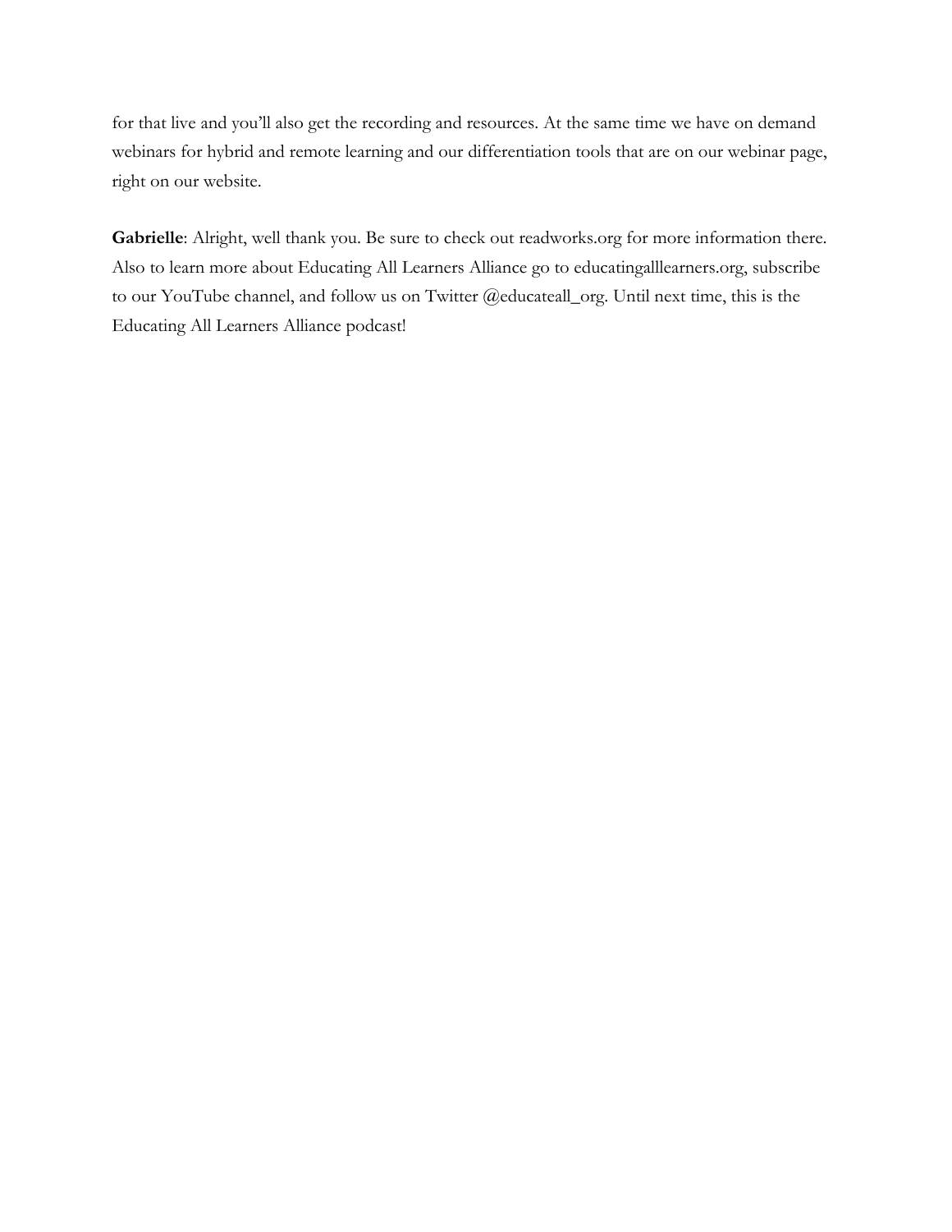for that live and you'll also get the recording and resources. At the same time we have on demand webinars for hybrid and remote learning and our differentiation tools that are on our webinar page, right on our website.

**Gabrielle**: Alright, well thank you. Be sure to check out readworks.org for more information there. Also to learn more about Educating All Learners Alliance go to educatingalllearners.org, subscribe to our YouTube channel, and follow us on Twitter @educateall_org. Until next time, this is the Educating All Learners Alliance podcast!